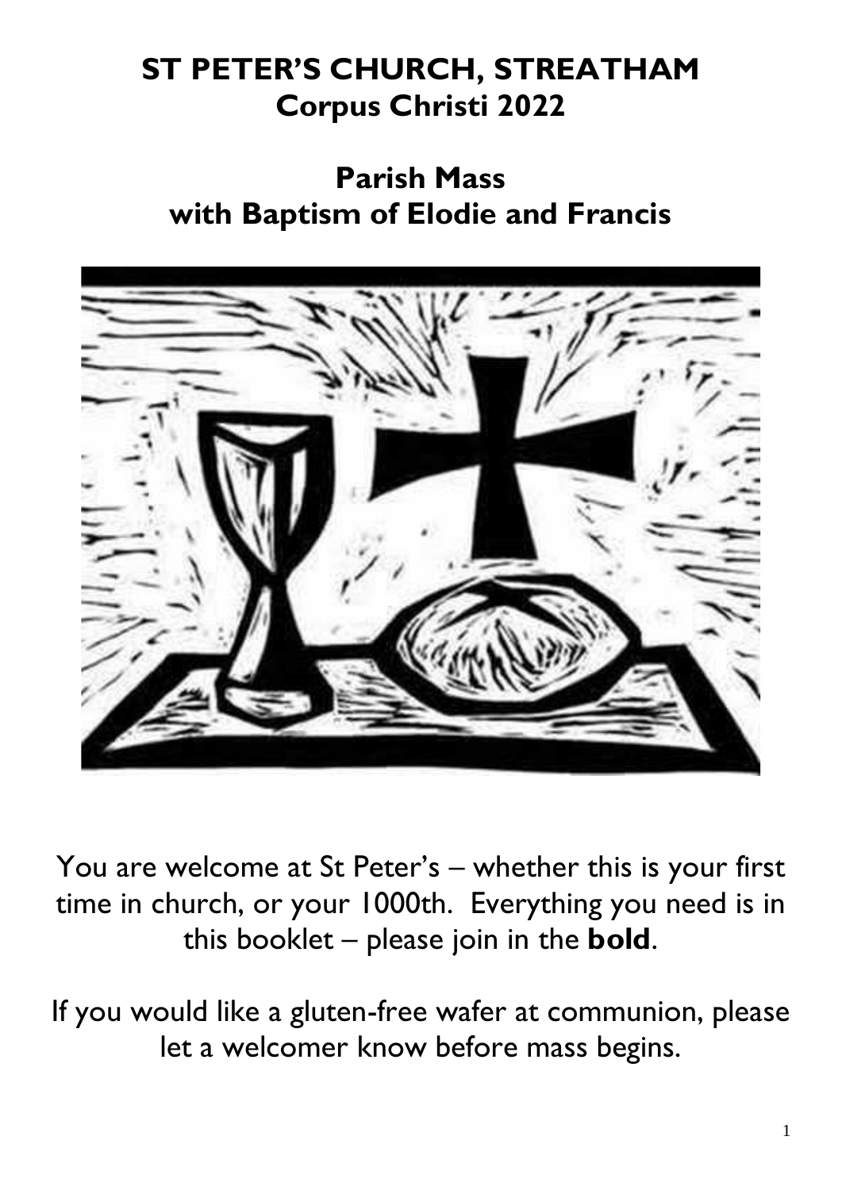# ST PETER'S CHURCH, STREATHAM
## Corpus Christi 2022

## Parish Mass
## with Baptism of Elodie and Francis

You are welcome at St Peter's – whether this is your first time in church, or your 1000th. Everything you need is in this booklet – please join in the **bold**.

If you would like a gluten-free wafer at communion, please let a welcomer know before mass begins.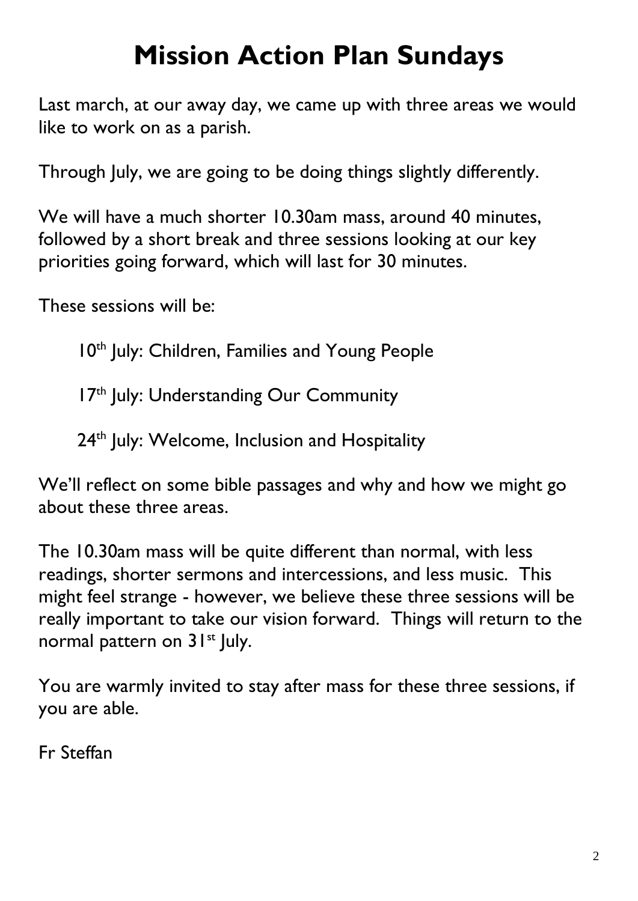# Mission Action Plan Sundays

Last march, at our away day, we came up with three areas we would like to work on as a parish.

Through July, we are going to be doing things slightly differently.

We will have a much shorter 10.30am mass, around 40 minutes, followed by a short break and three sessions looking at our key priorities going forward, which will last for 30 minutes.

These sessions will be:

10th July: Children, Families and Young People

17th July: Understanding Our Community

24th July: Welcome, Inclusion and Hospitality

We'll reflect on some bible passages and why and how we might go about these three areas.

The 10.30am mass will be quite different than normal, with less readings, shorter sermons and intercessions, and less music. This might feel strange - however, we believe these three sessions will be really important to take our vision forward. Things will return to the normal pattern on 31st July.

You are warmly invited to stay after mass for these three sessions, if you are able.

Fr Steffan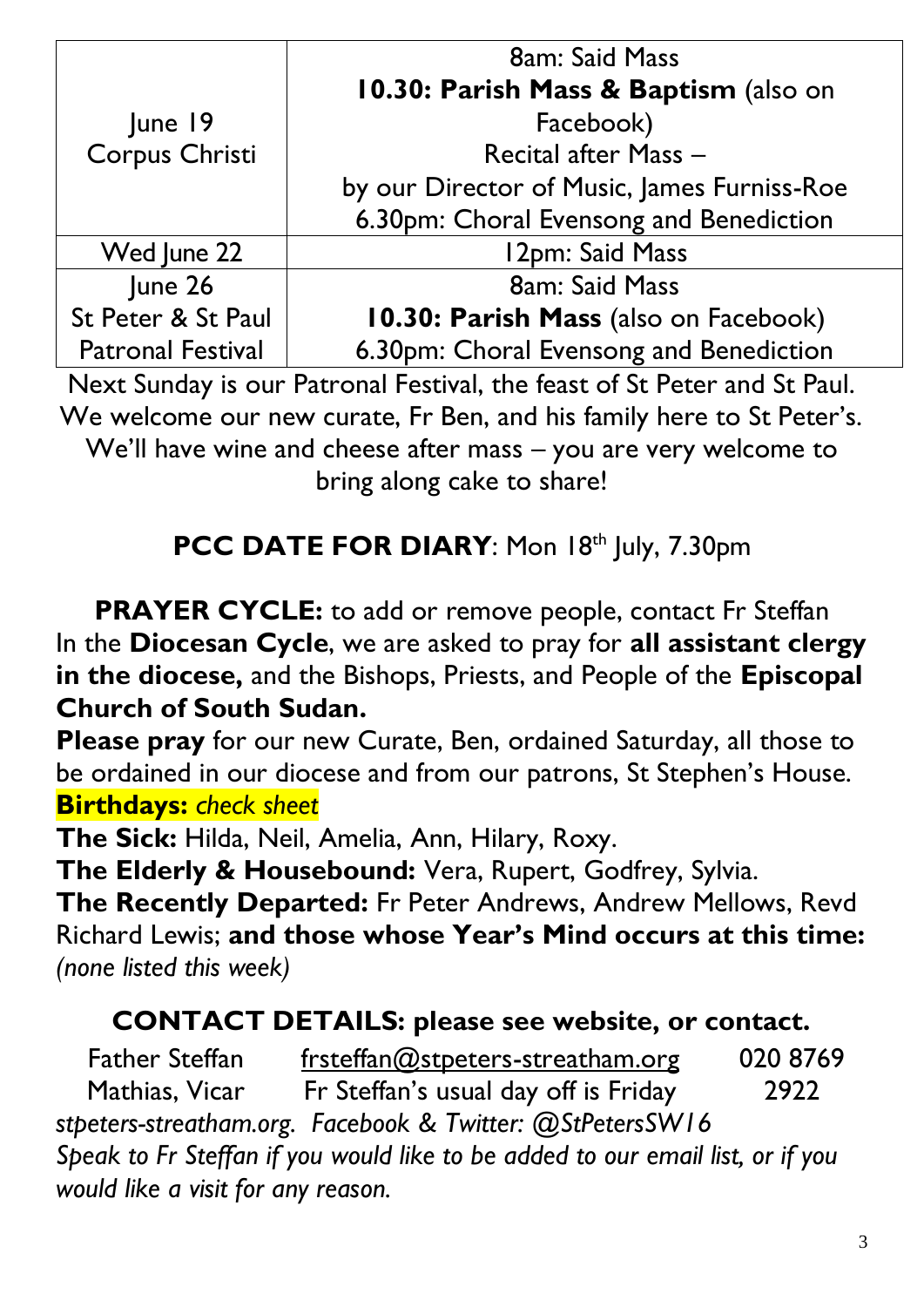| | |
|---|---|
| June 19<br>Corpus Christi | 8am: Said Mass<br>**10.30: Parish Mass & Baptism** (also on Facebook)<br>Recital after Mass –<br>by our Director of Music, James Furniss-Roe<br>6.30pm: Choral Evensong and Benediction |
| Wed June 22 | 12pm: Said Mass |
| June 26<br>St Peter & St Paul<br>Patronal Festival | 8am: Said Mass<br>**10.30: Parish Mass** (also on Facebook)<br>6.30pm: Choral Evensong and Benediction |

Next Sunday is our Patronal Festival, the feast of St Peter and St Paul. We welcome our new curate, Fr Ben, and his family here to St Peter's. We'll have wine and cheese after mass – you are very welcome to bring along cake to share!

**PCC DATE FOR DIARY**: Mon 18th July, 7.30pm

**PRAYER CYCLE:** to add or remove people, contact Fr Steffan
In the **Diocesan Cycle**, we are asked to pray for **all assistant clergy in the diocese,** and the Bishops, Priests, and People of the **Episcopal Church of South Sudan.**

**Please pray** for our new Curate, Ben, ordained Saturday, all those to be ordained in our diocese and from our patrons, St Stephen's House.

**Birthdays:** *check sheet*

**The Sick:** Hilda, Neil, Amelia, Ann, Hilary, Roxy.

**The Elderly & Housebound:** Vera, Rupert, Godfrey, Sylvia.

**The Recently Departed:** Fr Peter Andrews, Andrew Mellows, Revd Richard Lewis; **and those whose Year's Mind occurs at this time:** *(none listed this week)*

**CONTACT DETAILS: please see website, or contact.**

| | | |
|---|---|---|
| Father Steffan Mathias, Vicar | frsteffan@stpeters-streatham.org<br>Fr Steffan's usual day off is Friday | 020 8769 2922 |

*stpeters-streatham.org. Facebook & Twitter: @StPetersSW16*
*Speak to Fr Steffan if you would like to be added to our email list, or if you would like a visit for any reason.*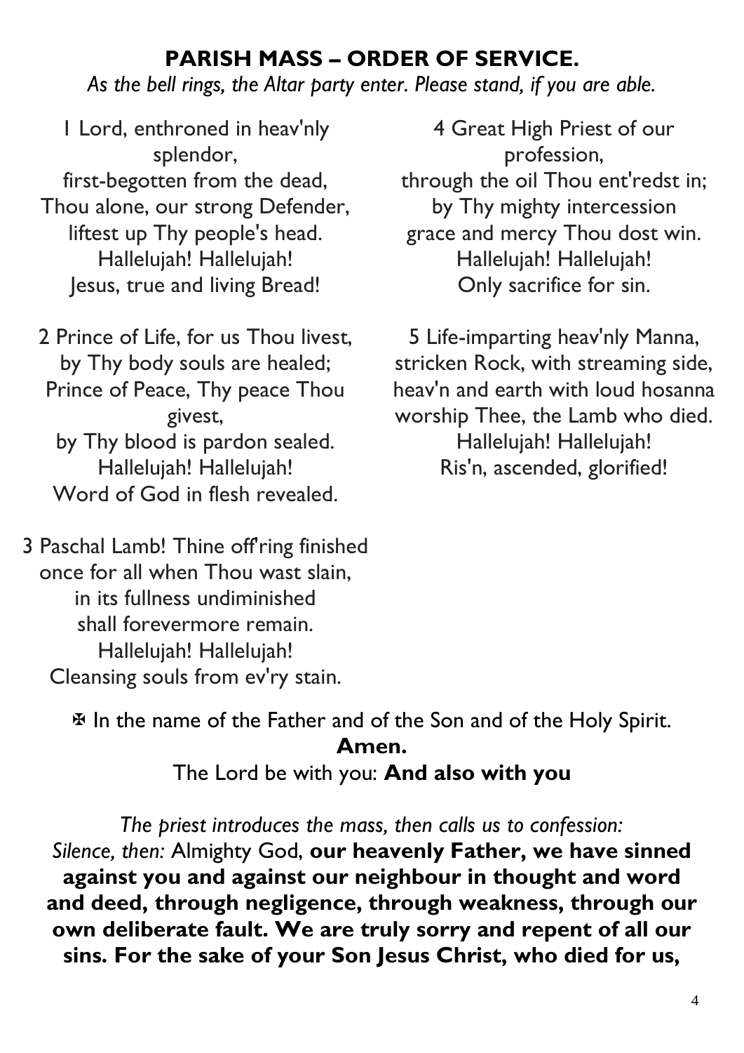# PARISH MASS – ORDER OF SERVICE.

*As the bell rings, the Altar party enter. Please stand, if you are able.*

1 Lord, enthroned in heav'nly splendor,
first-begotten from the dead,
Thou alone, our strong Defender,
liftest up Thy people's head.
Hallelujah! Hallelujah!
Jesus, true and living Bread!

2 Prince of Life, for us Thou livest,
by Thy body souls are healed;
Prince of Peace, Thy peace Thou givest,
by Thy blood is pardon sealed.
Hallelujah! Hallelujah!
Word of God in flesh revealed.

3 Paschal Lamb! Thine off'ring finished
once for all when Thou wast slain,
in its fullness undiminished
shall forevermore remain.
Hallelujah! Hallelujah!
Cleansing souls from ev'ry stain.

4 Great High Priest of our profession,
through the oil Thou ent'redst in;
by Thy mighty intercession
grace and mercy Thou dost win.
Hallelujah! Hallelujah!
Only sacrifice for sin.

5 Life-imparting heav'nly Manna,
stricken Rock, with streaming side,
heav'n and earth with loud hosanna
worship Thee, the Lamb who died.
Hallelujah! Hallelujah!
Ris'n, ascended, glorified!

✠ In the name of the Father and of the Son and of the Holy Spirit.
**Amen.**
The Lord be with you: **And also with you**

*The priest introduces the mass, then calls us to confession:*
*Silence, then:* Almighty God, **our heavenly Father, we have sinned against you and against our neighbour in thought and word and deed, through negligence, through weakness, through our own deliberate fault. We are truly sorry and repent of all our sins. For the sake of your Son Jesus Christ, who died for us,**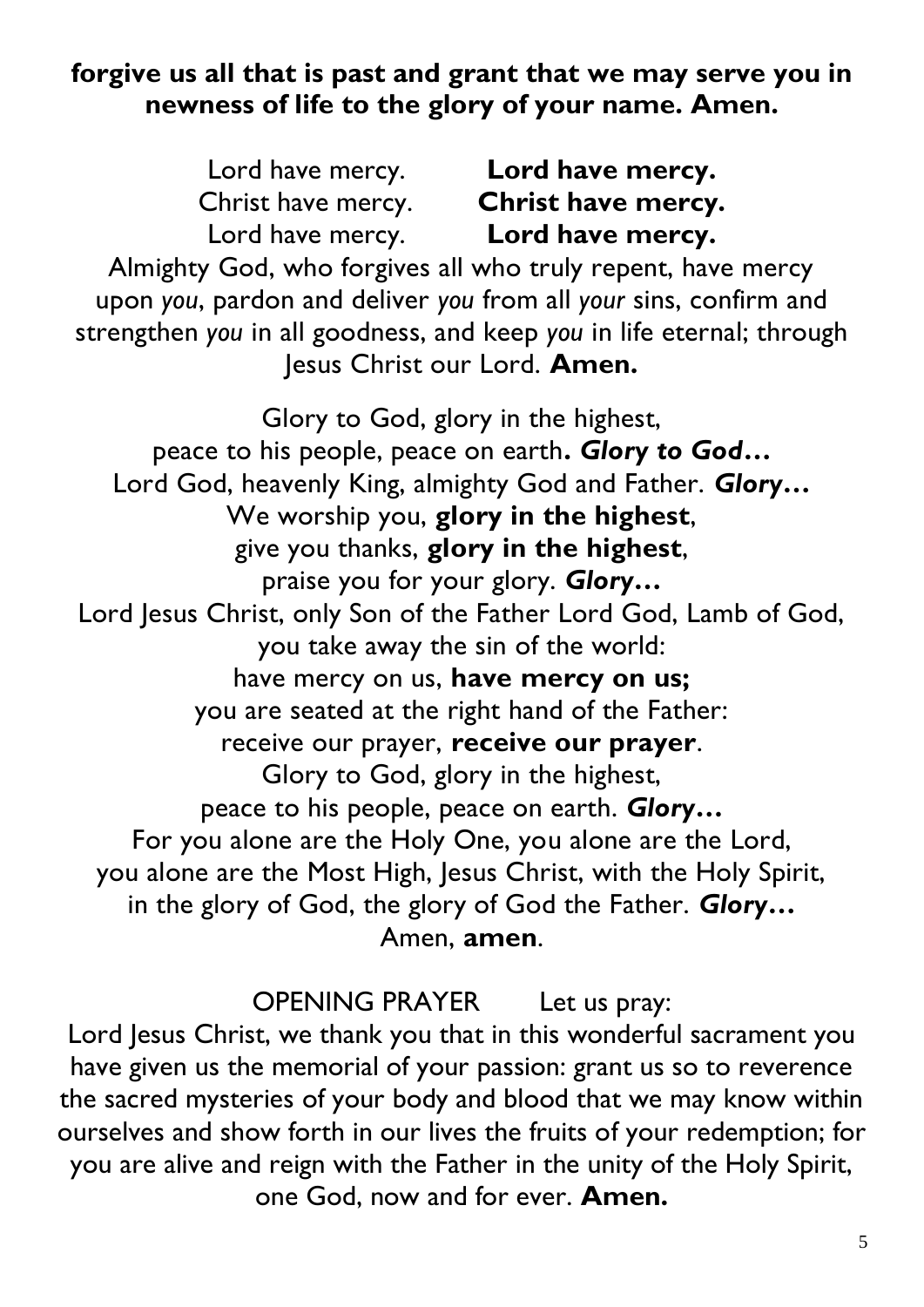**forgive us all that is past and grant that we may serve you in newness of life to the glory of your name. Amen.**

Lord have mercy. **Lord have mercy.**
Christ have mercy. **Christ have mercy.**
Lord have mercy. **Lord have mercy.**

Almighty God, who forgives all who truly repent, have mercy upon *you*, pardon and deliver *you* from all *your* sins, confirm and strengthen *you* in all goodness, and keep *you* in life eternal; through Jesus Christ our Lord. **Amen.**

Glory to God, glory in the highest,
peace to his people, peace on earth**.** ***Glory to God…***
Lord God, heavenly King, almighty God and Father. ***Glory…***
We worship you, **glory in the highest**,
give you thanks, **glory in the highest**,
praise you for your glory. ***Glory…***
Lord Jesus Christ, only Son of the Father Lord God, Lamb of God,
you take away the sin of the world:
have mercy on us, **have mercy on us;**
you are seated at the right hand of the Father:
receive our prayer, **receive our prayer**.
Glory to God, glory in the highest,
peace to his people, peace on earth. ***Glory…***
For you alone are the Holy One, you alone are the Lord,
you alone are the Most High, Jesus Christ, with the Holy Spirit,
in the glory of God, the glory of God the Father. ***Glory…***
Amen, **amen**.

OPENING PRAYER Let us pray:

Lord Jesus Christ, we thank you that in this wonderful sacrament you have given us the memorial of your passion: grant us so to reverence the sacred mysteries of your body and blood that we may know within ourselves and show forth in our lives the fruits of your redemption; for you are alive and reign with the Father in the unity of the Holy Spirit, one God, now and for ever. **Amen.**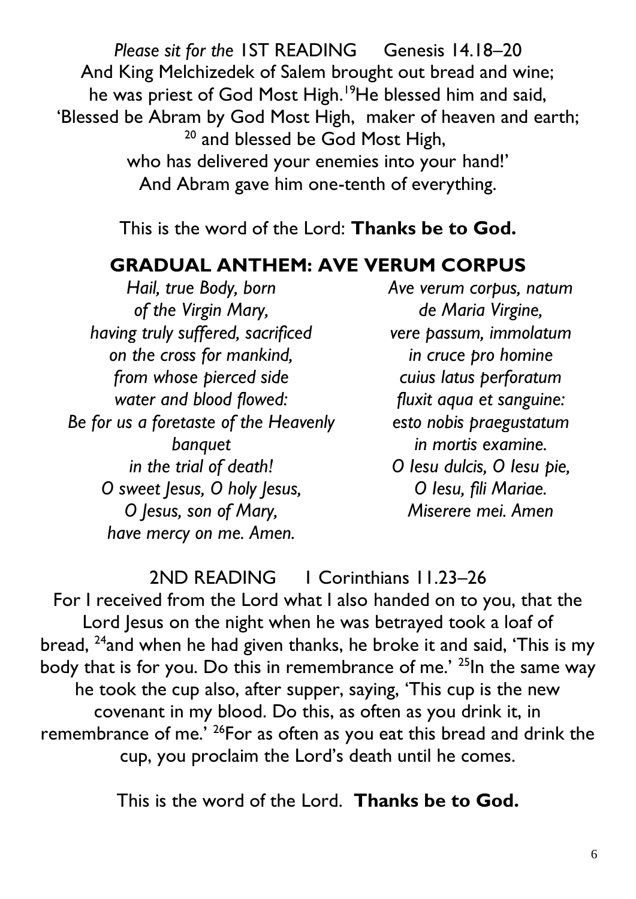*Please sit for the* 1ST READING Genesis 14.18–20

And King Melchizedek of Salem brought out bread and wine; he was priest of God Most High.[19]He blessed him and said, 'Blessed be Abram by God Most High, maker of heaven and earth; [20] and blessed be God Most High, who has delivered your enemies into your hand!' And Abram gave him one-tenth of everything.

This is the word of the Lord: **Thanks be to God.**

## GRADUAL ANTHEM: AVE VERUM CORPUS

*Hail, true Body, born*
*of the Virgin Mary,*
*having truly suffered, sacrificed*
*on the cross for mankind,*
*from whose pierced side*
*water and blood flowed:*
*Be for us a foretaste of the Heavenly banquet*
*in the trial of death!*
*O sweet Jesus, O holy Jesus,*
*O Jesus, son of Mary,*
*have mercy on me. Amen.*

*Ave verum corpus, natum*
*de Maria Virgine,*
*vere passum, immolatum*
*in cruce pro homine*
*cuius latus perforatum*
*fluxit aqua et sanguine:*
*esto nobis praegustatum*
*in mortis examine.*
*O Iesu dulcis, O Iesu pie,*
*O Iesu, fili Mariae.*
*Miserere mei. Amen*

2ND READING 1 Corinthians 11.23–26

For I received from the Lord what I also handed on to you, that the Lord Jesus on the night when he was betrayed took a loaf of bread, [24]and when he had given thanks, he broke it and said, 'This is my body that is for you. Do this in remembrance of me.' [25]In the same way he took the cup also, after supper, saying, 'This cup is the new covenant in my blood. Do this, as often as you drink it, in remembrance of me.' [26]For as often as you eat this bread and drink the cup, you proclaim the Lord's death until he comes.

This is the word of the Lord. **Thanks be to God.**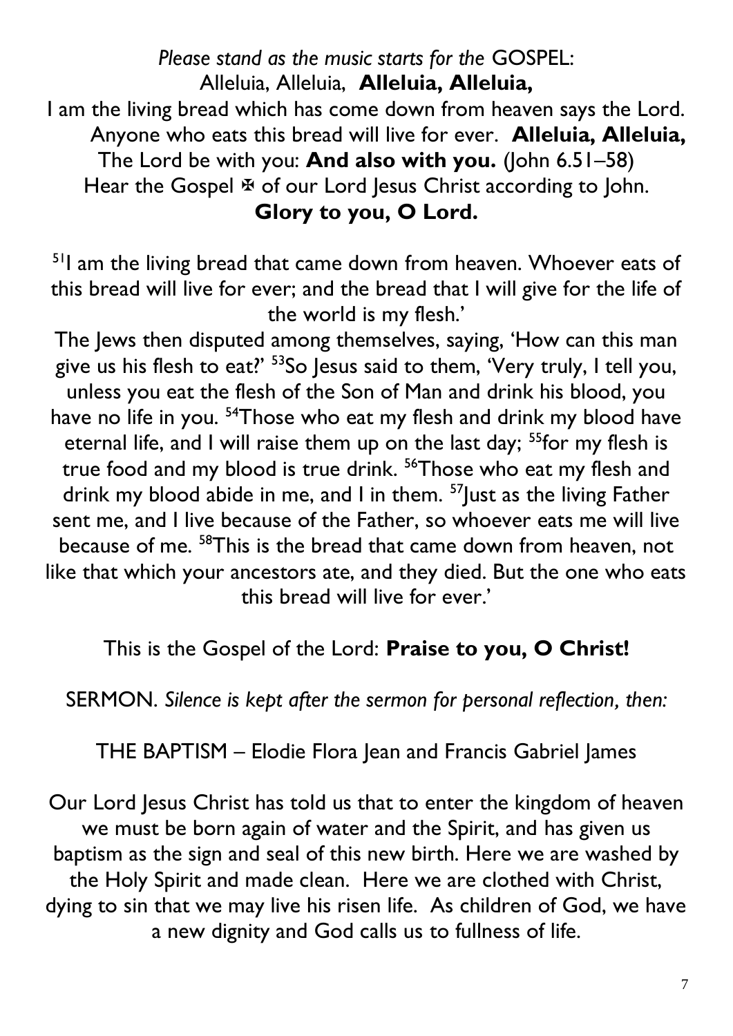*Please stand as the music starts for the* GOSPEL:
Alleluia, Alleluia, **Alleluia, Alleluia,**
I am the living bread which has come down from heaven says the Lord.
Anyone who eats this bread will live for ever. **Alleluia, Alleluia,**
The Lord be with you: **And also with you.** (John 6.51–58)
Hear the Gospel ✠ of our Lord Jesus Christ according to John.
**Glory to you, O Lord.**

[51]I am the living bread that came down from heaven. Whoever eats of this bread will live for ever; and the bread that I will give for the life of the world is my flesh.'
The Jews then disputed among themselves, saying, 'How can this man give us his flesh to eat?' [53]So Jesus said to them, 'Very truly, I tell you, unless you eat the flesh of the Son of Man and drink his blood, you have no life in you. [54]Those who eat my flesh and drink my blood have eternal life, and I will raise them up on the last day; [55]for my flesh is true food and my blood is true drink. [56]Those who eat my flesh and drink my blood abide in me, and I in them. [57]Just as the living Father sent me, and I live because of the Father, so whoever eats me will live because of me. [58]This is the bread that came down from heaven, not like that which your ancestors ate, and they died. But the one who eats this bread will live for ever.'

This is the Gospel of the Lord: **Praise to you, O Christ!**

SERMON. *Silence is kept after the sermon for personal reflection, then:*

THE BAPTISM – Elodie Flora Jean and Francis Gabriel James

Our Lord Jesus Christ has told us that to enter the kingdom of heaven we must be born again of water and the Spirit, and has given us baptism as the sign and seal of this new birth. Here we are washed by the Holy Spirit and made clean. Here we are clothed with Christ, dying to sin that we may live his risen life. As children of God, we have a new dignity and God calls us to fullness of life.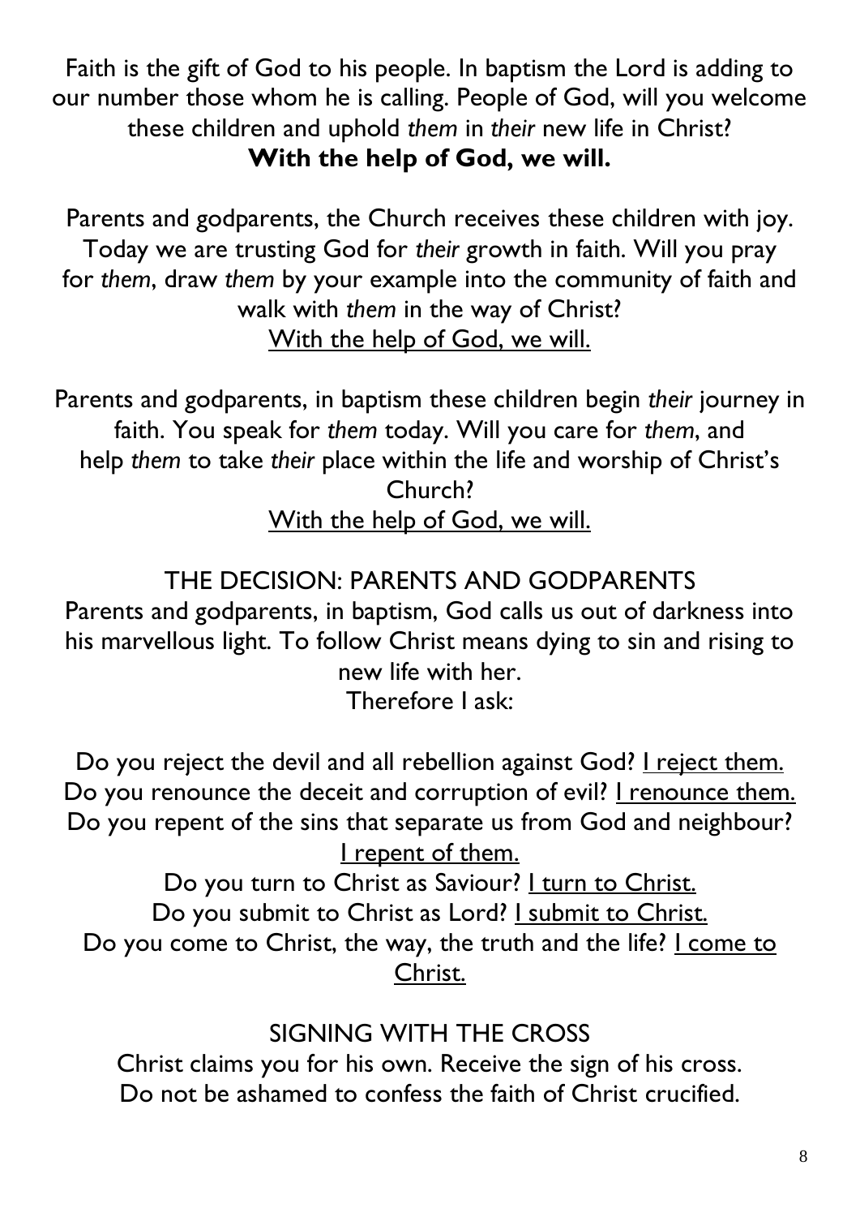Faith is the gift of God to his people. In baptism the Lord is adding to our number those whom he is calling. People of God, will you welcome these children and uphold *them* in *their* new life in Christ?

**With the help of God, we will.**

Parents and godparents, the Church receives these children with joy. Today we are trusting God for *their* growth in faith. Will you pray for *them*, draw *them* by your example into the community of faith and walk with *them* in the way of Christ?

<u>With the help of God, we will.</u>

Parents and godparents, in baptism these children begin *their* journey in faith. You speak for *them* today. Will you care for *them*, and help *them* to take *their* place within the life and worship of Christ's Church?

<u>With the help of God, we will.</u>

THE DECISION: PARENTS AND GODPARENTS

Parents and godparents, in baptism, God calls us out of darkness into his marvellous light. To follow Christ means dying to sin and rising to new life with her.

Therefore I ask:

Do you reject the devil and all rebellion against God? <u>I reject them.</u>
Do you renounce the deceit and corruption of evil? <u>I renounce them.</u>
Do you repent of the sins that separate us from God and neighbour? <u>I repent of them.</u>
Do you turn to Christ as Saviour? <u>I turn to Christ.</u>
Do you submit to Christ as Lord? <u>I submit to Christ.</u>
Do you come to Christ, the way, the truth and the life? <u>I come to Christ.</u>

SIGNING WITH THE CROSS

Christ claims you for his own. Receive the sign of his cross.
Do not be ashamed to confess the faith of Christ crucified.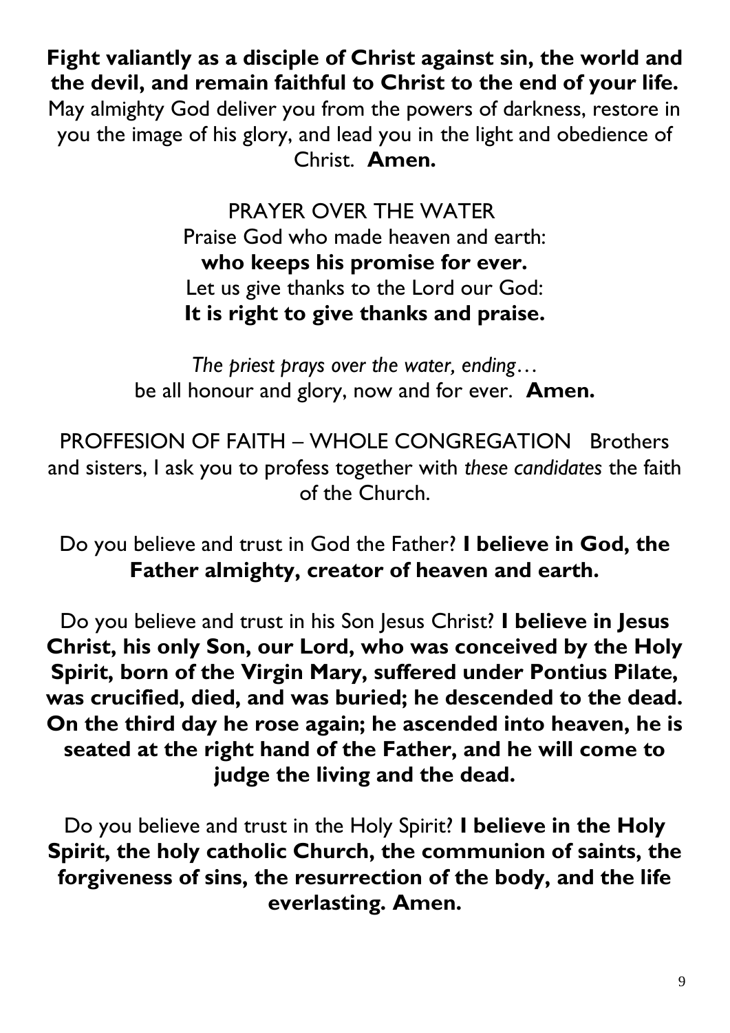**Fight valiantly as a disciple of Christ against sin, the world and the devil, and remain faithful to Christ to the end of your life.** May almighty God deliver you from the powers of darkness, restore in you the image of his glory, and lead you in the light and obedience of Christ. **Amen.**

PRAYER OVER THE WATER

Praise God who made heaven and earth:
**who keeps his promise for ever.**
Let us give thanks to the Lord our God:
**It is right to give thanks and praise.**

*The priest prays over the water, ending…*
be all honour and glory, now and for ever. **Amen.**

PROFFESION OF FAITH – WHOLE CONGREGATION Brothers and sisters, I ask you to profess together with *these candidates* the faith of the Church.

Do you believe and trust in God the Father? **I believe in God, the Father almighty, creator of heaven and earth.**

Do you believe and trust in his Son Jesus Christ? **I believe in Jesus Christ, his only Son, our Lord, who was conceived by the Holy Spirit, born of the Virgin Mary, suffered under Pontius Pilate, was crucified, died, and was buried; he descended to the dead. On the third day he rose again; he ascended into heaven, he is seated at the right hand of the Father, and he will come to judge the living and the dead.**

Do you believe and trust in the Holy Spirit? **I believe in the Holy Spirit, the holy catholic Church, the communion of saints, the forgiveness of sins, the resurrection of the body, and the life everlasting. Amen.**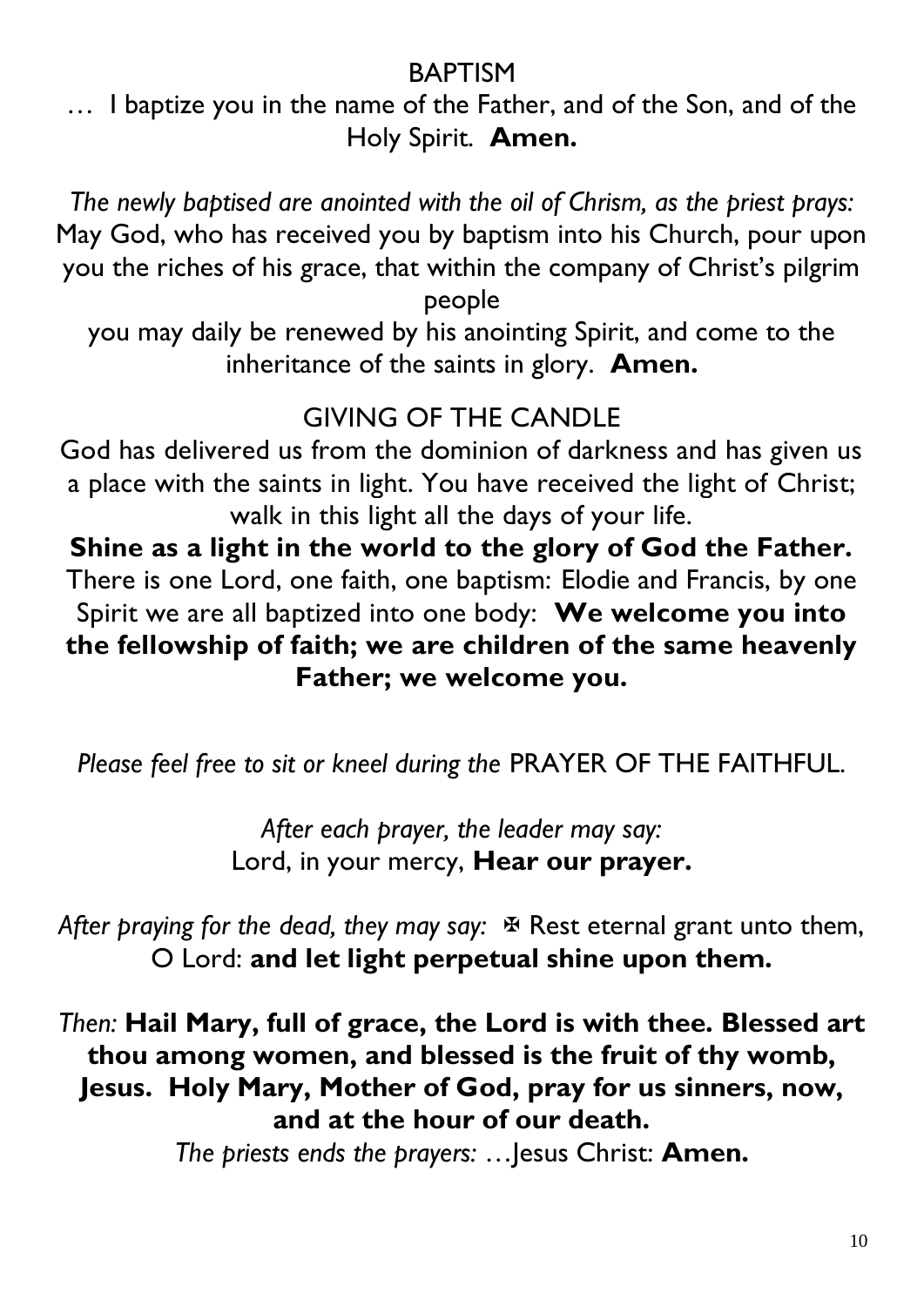## BAPTISM

… I baptize you in the name of the Father, and of the Son, and of the Holy Spirit. **Amen.**

*The newly baptised are anointed with the oil of Chrism, as the priest prays:*
May God, who has received you by baptism into his Church, pour upon you the riches of his grace, that within the company of Christ's pilgrim people
you may daily be renewed by his anointing Spirit, and come to the inheritance of the saints in glory. **Amen.**

## GIVING OF THE CANDLE

God has delivered us from the dominion of darkness and has given us a place with the saints in light. You have received the light of Christ; walk in this light all the days of your life.
**Shine as a light in the world to the glory of God the Father.**
There is one Lord, one faith, one baptism: Elodie and Francis, by one Spirit we are all baptized into one body: **We welcome you into the fellowship of faith; we are children of the same heavenly Father; we welcome you.**

*Please feel free to sit or kneel during the* PRAYER OF THE FAITHFUL.

*After each prayer, the leader may say:*
Lord, in your mercy, **Hear our prayer.**

*After praying for the dead, they may say:* ✠ Rest eternal grant unto them, O Lord: **and let light perpetual shine upon them.**

*Then:* **Hail Mary, full of grace, the Lord is with thee. Blessed art thou among women, and blessed is the fruit of thy womb, Jesus. Holy Mary, Mother of God, pray for us sinners, now, and at the hour of our death.**
*The priests ends the prayers:* …Jesus Christ: **Amen.**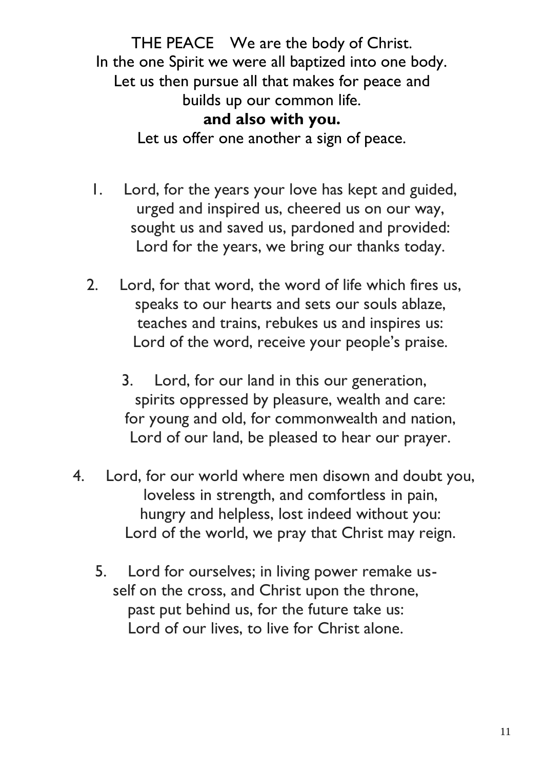THE PEACE We are the body of Christ.
In the one Spirit we were all baptized into one body.
Let us then pursue all that makes for peace and
builds up our common life.
**and also with you.**
Let us offer one another a sign of peace.

1. Lord, for the years your love has kept and guided,
urged and inspired us, cheered us on our way,
sought us and saved us, pardoned and provided:
Lord for the years, we bring our thanks today.

2. Lord, for that word, the word of life which fires us,
speaks to our hearts and sets our souls ablaze,
teaches and trains, rebukes us and inspires us:
Lord of the word, receive your people's praise.

3. Lord, for our land in this our generation,
spirits oppressed by pleasure, wealth and care:
for young and old, for commonwealth and nation,
Lord of our land, be pleased to hear our prayer.

4. Lord, for our world where men disown and doubt you,
loveless in strength, and comfortless in pain,
hungry and helpless, lost indeed without you:
Lord of the world, we pray that Christ may reign.

5. Lord for ourselves; in living power remake us-
self on the cross, and Christ upon the throne,
past put behind us, for the future take us:
Lord of our lives, to live for Christ alone.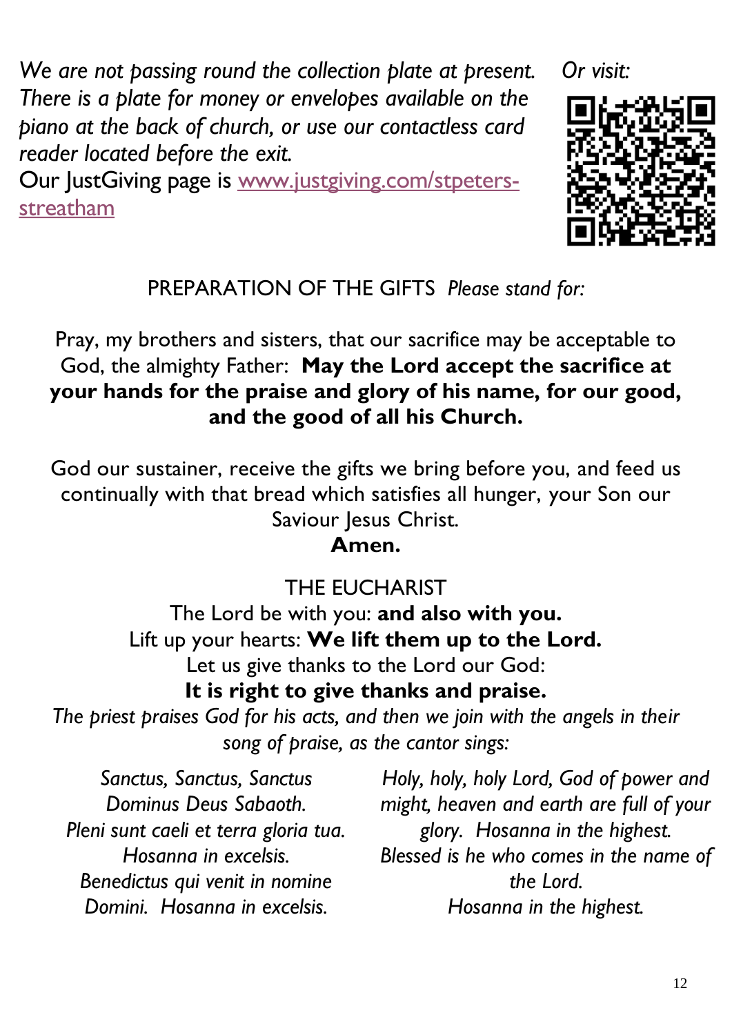*We are not passing round the collection plate at present. There is a plate for money or envelopes available on the piano at the back of church, or use our contactless card reader located before the exit.*

Our JustGiving page is [www.justgiving.com/stpeters-streatham](www.justgiving.com/stpeters-streatham)

*Or visit:*

PREPARATION OF THE GIFTS *Please stand for:*

Pray, my brothers and sisters, that our sacrifice may be acceptable to God, the almighty Father: **May the Lord accept the sacrifice at your hands for the praise and glory of his name, for our good, and the good of all his Church.**

God our sustainer, receive the gifts we bring before you, and feed us continually with that bread which satisfies all hunger, your Son our Saviour Jesus Christ.
**Amen.**

THE EUCHARIST

The Lord be with you: **and also with you.**
Lift up your hearts: **We lift them up to the Lord.**
Let us give thanks to the Lord our God:
**It is right to give thanks and praise.**

*The priest praises God for his acts, and then we join with the angels in their song of praise, as the cantor sings:*

*Sanctus, Sanctus, Sanctus*
*Dominus Deus Sabaoth.*
*Pleni sunt caeli et terra gloria tua.*
*Hosanna in excelsis.*
*Benedictus qui venit in nomine Domini. Hosanna in excelsis.*

*Holy, holy, holy Lord, God of power and might, heaven and earth are full of your glory. Hosanna in the highest.*
*Blessed is he who comes in the name of the Lord.*
*Hosanna in the highest.*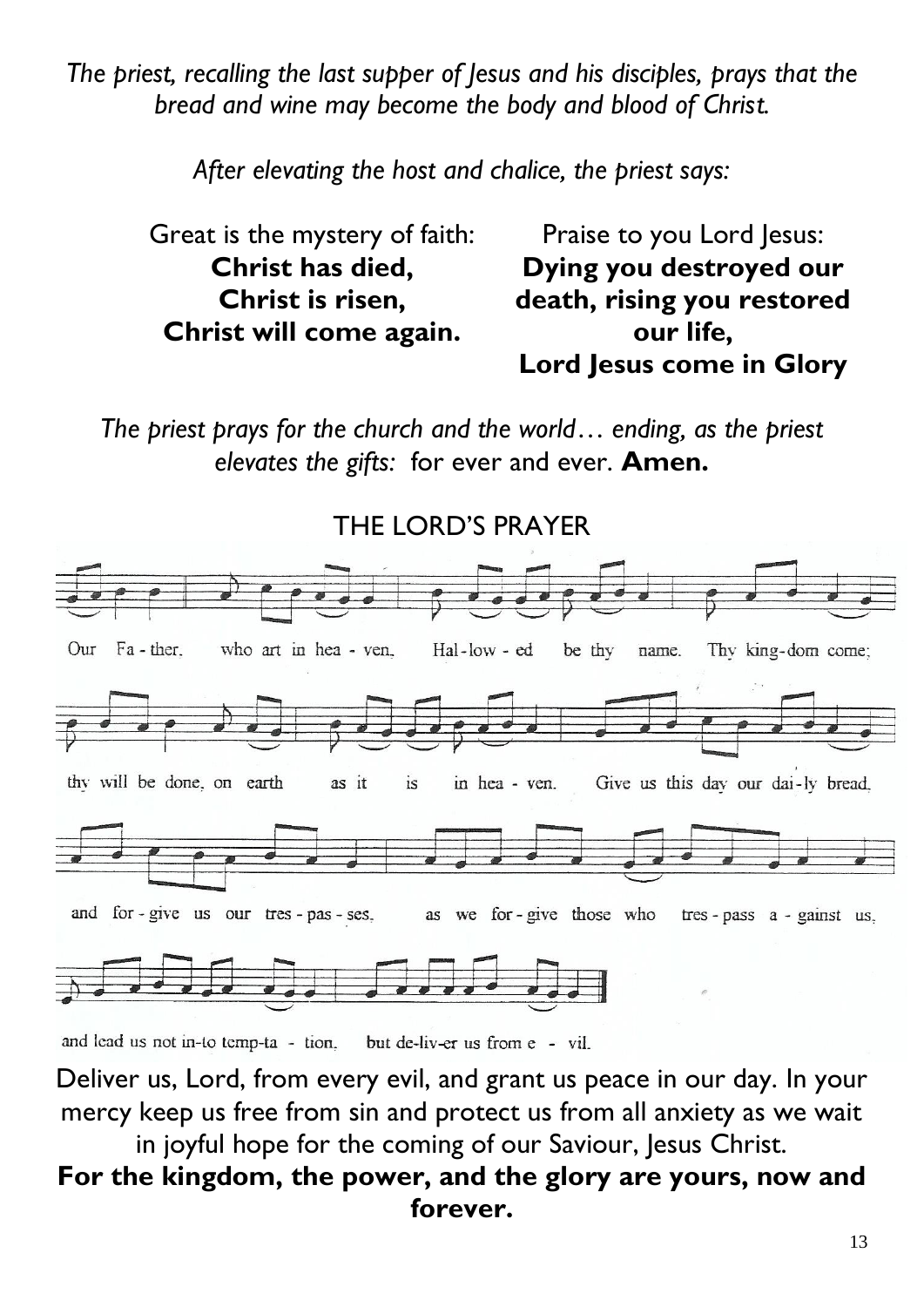*The priest, recalling the last supper of Jesus and his disciples, prays that the bread and wine may become the body and blood of Christ.*

*After elevating the host and chalice, the priest says:*

Great is the mystery of faith:
**Christ has died,
Christ is risen,
Christ will come again.**

Praise to you Lord Jesus:
**Dying you destroyed our death, rising you restored our life,
Lord Jesus come in Glory**

*The priest prays for the church and the world… ending, as the priest elevates the gifts:* for ever and ever. **Amen.**

## THE LORD'S PRAYER

Our Fa - ther, who art in hea - ven, Hal - low - ed be thy name. Thy king - dom come; thy will be done, on earth as it is in hea - ven. Give us this day our dai - ly bread, and for - give us our tres - pas - ses, as we for - give those who tres - pass a - gainst us, and lead us not in - to temp - ta - tion, but de - liv - er us from e - vil.

Deliver us, Lord, from every evil, and grant us peace in our day. In your mercy keep us free from sin and protect us from all anxiety as we wait in joyful hope for the coming of our Saviour, Jesus Christ.

**For the kingdom, the power, and the glory are yours, now and forever.**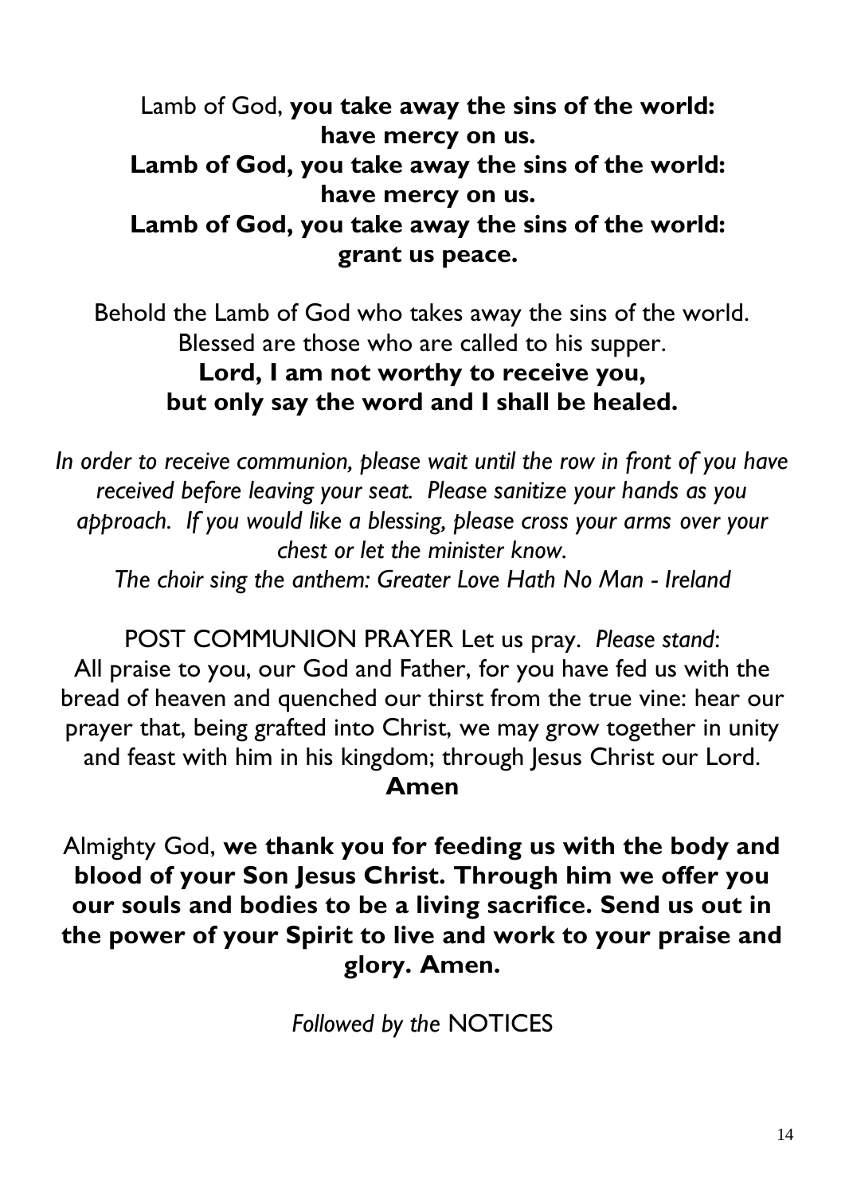Lamb of God, **you take away the sins of the world:**
**have mercy on us.**
**Lamb of God, you take away the sins of the world:**
**have mercy on us.**
**Lamb of God, you take away the sins of the world:**
**grant us peace.**

Behold the Lamb of God who takes away the sins of the world.
Blessed are those who are called to his supper.
**Lord, I am not worthy to receive you,**
**but only say the word and I shall be healed.**

*In order to receive communion, please wait until the row in front of you have received before leaving your seat. Please sanitize your hands as you approach. If you would like a blessing, please cross your arms over your chest or let the minister know.*
*The choir sing the anthem: Greater Love Hath No Man - Ireland*

POST COMMUNION PRAYER Let us pray. *Please stand*:
All praise to you, our God and Father, for you have fed us with the bread of heaven and quenched our thirst from the true vine: hear our prayer that, being grafted into Christ, we may grow together in unity and feast with him in his kingdom; through Jesus Christ our Lord.
**Amen**

Almighty God, **we thank you for feeding us with the body and blood of your Son Jesus Christ. Through him we offer you our souls and bodies to be a living sacrifice. Send us out in the power of your Spirit to live and work to your praise and glory. Amen.**

*Followed by the* NOTICES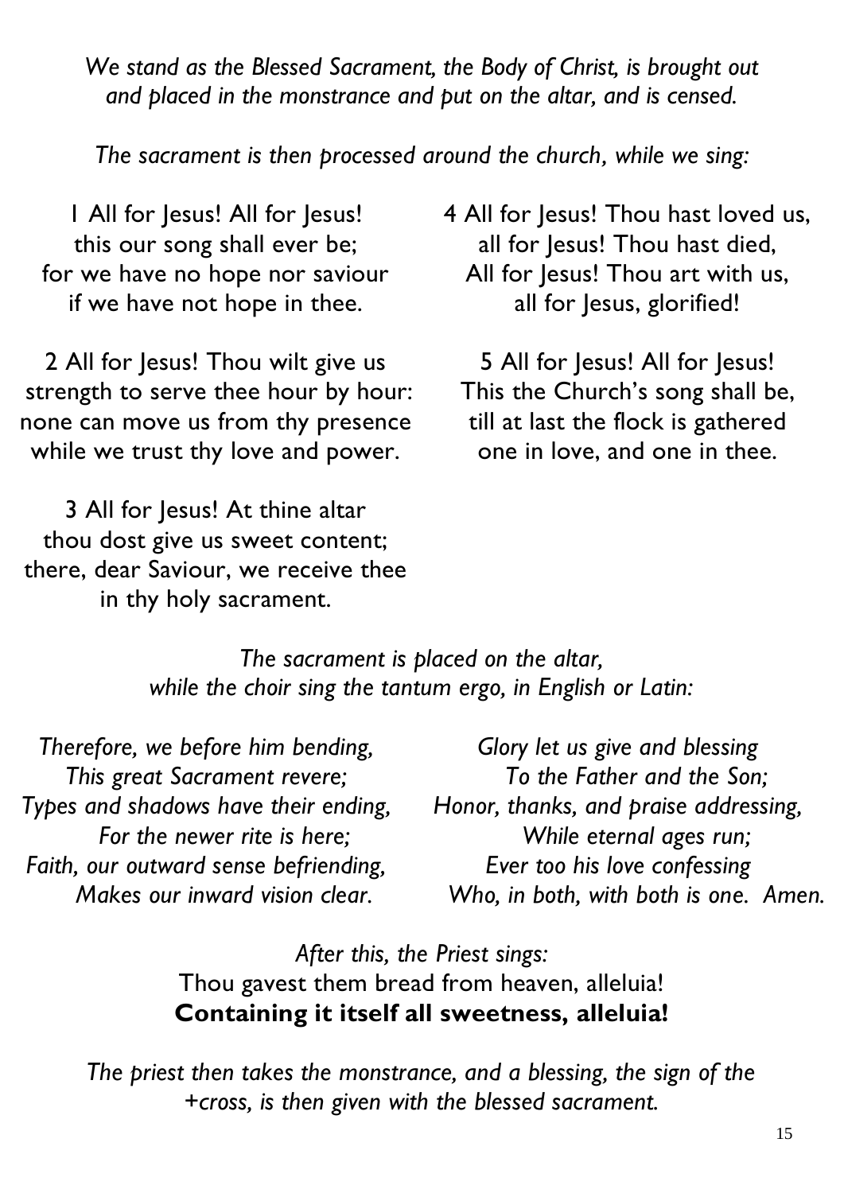*We stand as the Blessed Sacrament, the Body of Christ, is brought out and placed in the monstrance and put on the altar, and is censed.*

*The sacrament is then processed around the church, while we sing:*

1 All for Jesus! All for Jesus!
this our song shall ever be;
for we have no hope nor saviour
if we have not hope in thee.

2 All for Jesus! Thou wilt give us
strength to serve thee hour by hour:
none can move us from thy presence
while we trust thy love and power.

3 All for Jesus! At thine altar
thou dost give us sweet content;
there, dear Saviour, we receive thee
in thy holy sacrament.

4 All for Jesus! Thou hast loved us,
all for Jesus! Thou hast died,
All for Jesus! Thou art with us,
all for Jesus, glorified!

5 All for Jesus! All for Jesus!
This the Church's song shall be,
till at last the flock is gathered
one in love, and one in thee.

*The sacrament is placed on the altar,
while the choir sing the tantum ergo, in English or Latin:*

*Therefore, we before him bending,
This great Sacrament revere;
Types and shadows have their ending,
For the newer rite is here;
Faith, our outward sense befriending,
Makes our inward vision clear.*

*Glory let us give and blessing
To the Father and the Son;
Honor, thanks, and praise addressing,
While eternal ages run;
Ever too his love confessing
Who, in both, with both is one. Amen.*

*After this, the Priest sings:*
Thou gavest them bread from heaven, alleluia!
**Containing it itself all sweetness, alleluia!**

*The priest then takes the monstrance, and a blessing, the sign of the +cross, is then given with the blessed sacrament.*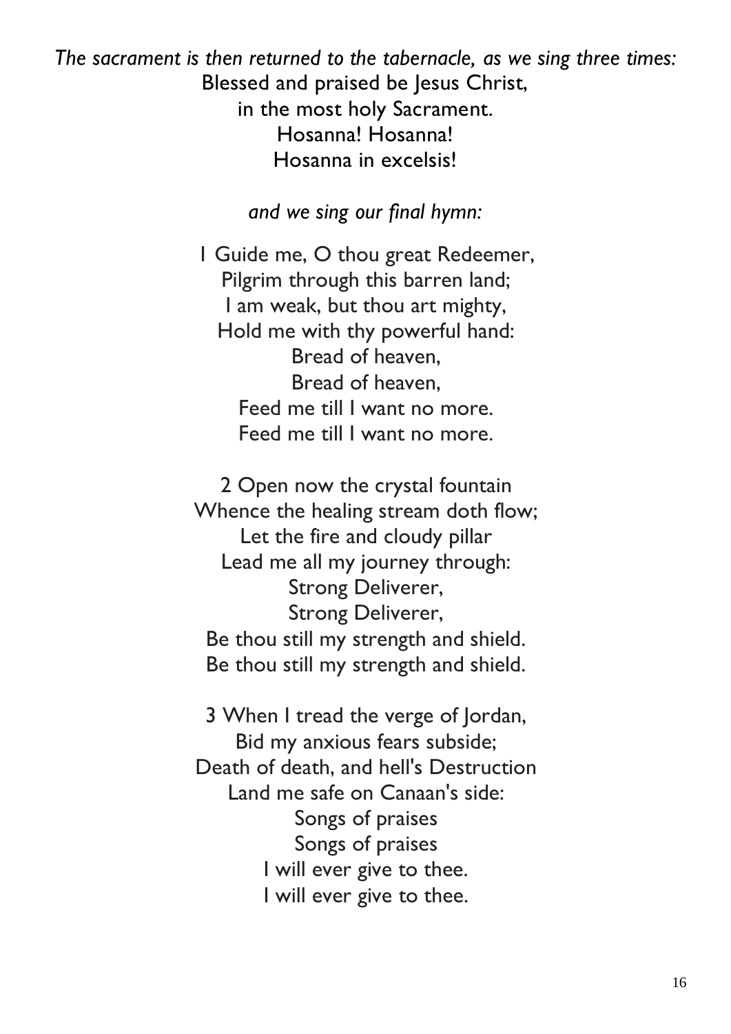*The sacrament is then returned to the tabernacle, as we sing three times:*

Blessed and praised be Jesus Christ,
in the most holy Sacrament.
Hosanna! Hosanna!
Hosanna in excelsis!

*and we sing our final hymn:*

1 Guide me, O thou great Redeemer,
Pilgrim through this barren land;
I am weak, but thou art mighty,
Hold me with thy powerful hand:
Bread of heaven,
Bread of heaven,
Feed me till I want no more.
Feed me till I want no more.

2 Open now the crystal fountain
Whence the healing stream doth flow;
Let the fire and cloudy pillar
Lead me all my journey through:
Strong Deliverer,
Strong Deliverer,
Be thou still my strength and shield.
Be thou still my strength and shield.

3 When I tread the verge of Jordan,
Bid my anxious fears subside;
Death of death, and hell's Destruction
Land me safe on Canaan's side:
Songs of praises
Songs of praises
I will ever give to thee.
I will ever give to thee.